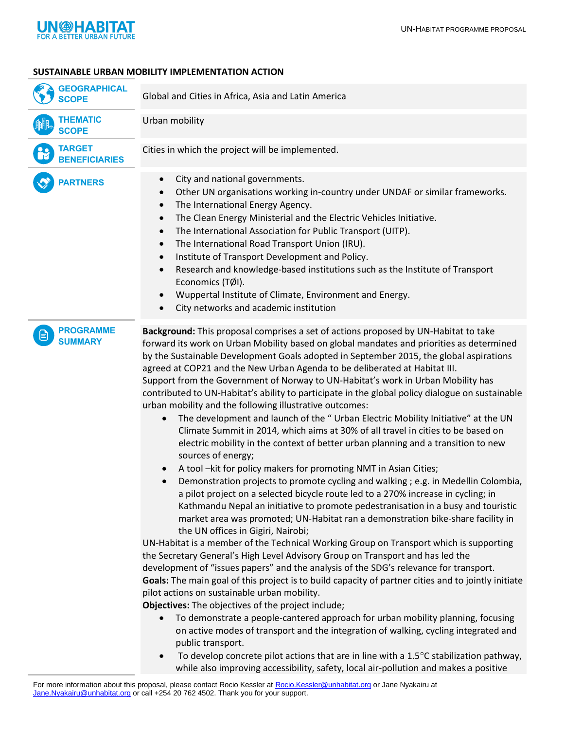## SUSTAINABLE URBAN MOBILITY IMPLEMENTATION ACTION

**GEOGRAPHICAL SCOPE**

Global and Cities in Africa, Asia and Latin America

**THEMATIC SCOPE**

Urban mobility

**TARGET BENEFICIARIES**

Cities in which the project will be implemented.

**PARTNERS**

- City and national governments.
- Other UN organisations working in-country under UNDAF or similar frameworks.
- The International Energy Agency.
- The Clean Energy Ministerial and the Electric Vehicles Initiative.
- The International Association for Public Transport (UITP).
- The International Road Transport Union (IRU).
- Institute of Transport Development and Policy.
- Research and knowledge-based institutions such as the Institute of Transport Economics (TØI).
- Wuppertal Institute of Climate, Environment and Energy.
- City networks and academic institution

**PROGRAMME SUMMARY**

**Background:** This proposal comprises a set of actions proposed by UN-Habitat to take forward its work on Urban Mobility based on global mandates and priorities as determined by the Sustainable Development Goals adopted in September 2015, the global aspirations agreed at COP21 and the New Urban Agenda to be deliberated at Habitat III.
Support from the Government of Norway to UN-Habitat's work in Urban Mobility has contributed to UN-Habitat's ability to participate in the global policy dialogue on sustainable urban mobility and the following illustrative outcomes:

- The development and launch of the " Urban Electric Mobility Initiative" at the UN Climate Summit in 2014, which aims at 30% of all travel in cities to be based on electric mobility in the context of better urban planning and a transition to new sources of energy;
- A tool –kit for policy makers for promoting NMT in Asian Cities;
- Demonstration projects to promote cycling and walking ; e.g. in Medellin Colombia, a pilot project on a selected bicycle route led to a 270% increase in cycling; in Kathmandu Nepal an initiative to promote pedestranisation in a busy and touristic market area was promoted; UN-Habitat ran a demonstration bike-share facility in the UN offices in Gigiri, Nairobi;

UN-Habitat is a member of the Technical Working Group on Transport which is supporting the Secretary General's High Level Advisory Group on Transport and has led the development of "issues papers" and the analysis of the SDG's relevance for transport.

**Goals:** The main goal of this project is to build capacity of partner cities and to jointly initiate pilot actions on sustainable urban mobility.

**Objectives:** The objectives of the project include;

- To demonstrate a people-cantered approach for urban mobility planning, focusing on active modes of transport and the integration of walking, cycling integrated and public transport.
- To develop concrete pilot actions that are in line with a 1.5°C stabilization pathway, while also improving accessibility, safety, local air-pollution and makes a positive

For more information about this proposal, please contact Rocio Kessler at Rocio.Kessler@unhabitat.org or Jane Nyakairu at Jane.Nyakairu@unhabitat.org or call +254 20 762 4502. Thank you for your support.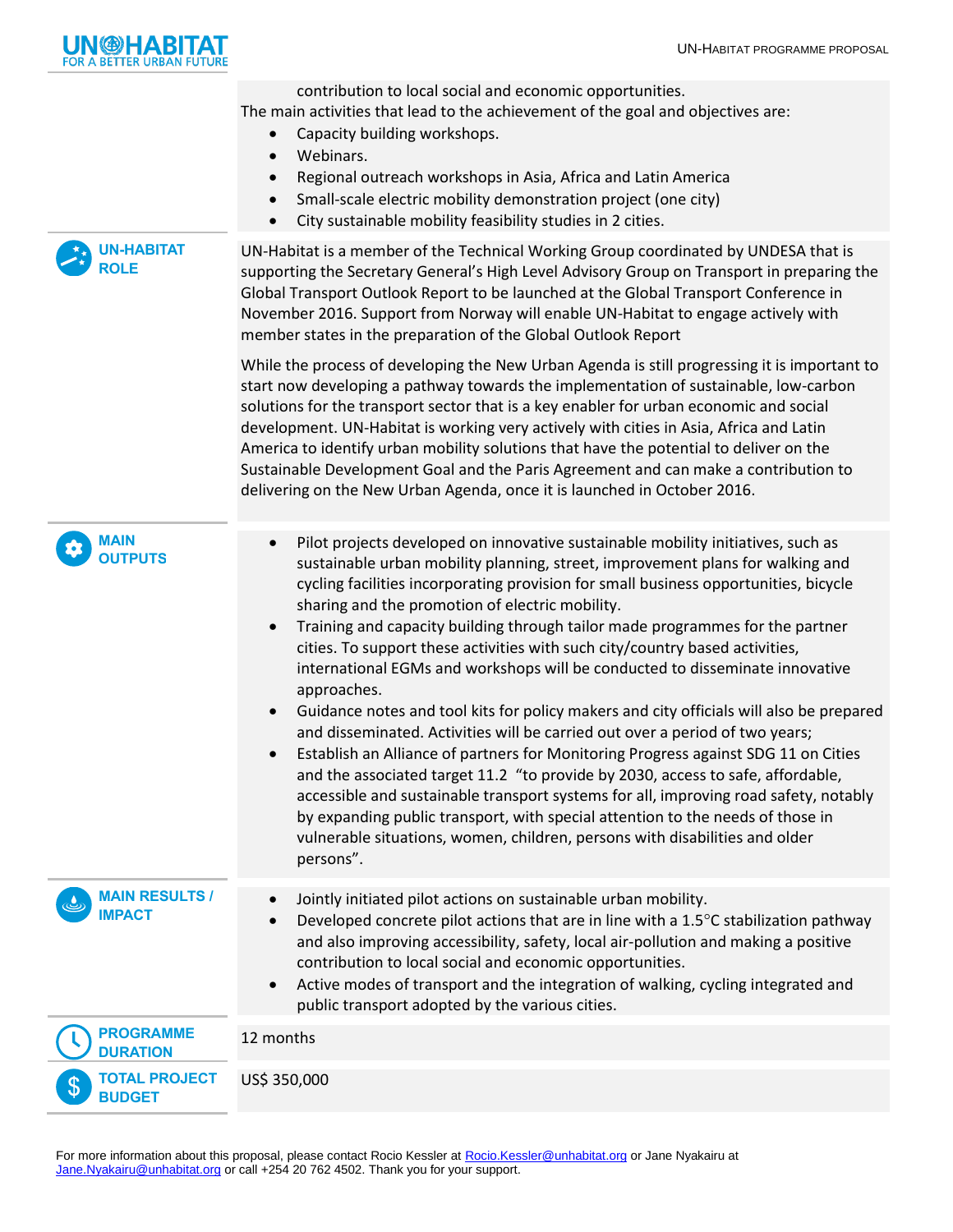contribution to local social and economic opportunities.

The main activities that lead to the achievement of the goal and objectives are:

- Capacity building workshops.
- Webinars.
- Regional outreach workshops in Asia, Africa and Latin America
- Small-scale electric mobility demonstration project (one city)
- City sustainable mobility feasibility studies in 2 cities.

## UN-HABITAT ROLE

UN-Habitat is a member of the Technical Working Group coordinated by UNDESA that is supporting the Secretary General's High Level Advisory Group on Transport in preparing the Global Transport Outlook Report to be launched at the Global Transport Conference in November 2016. Support from Norway will enable UN-Habitat to engage actively with member states in the preparation of the Global Outlook Report

While the process of developing the New Urban Agenda is still progressing it is important to start now developing a pathway towards the implementation of sustainable, low-carbon solutions for the transport sector that is a key enabler for urban economic and social development. UN-Habitat is working very actively with cities in Asia, Africa and Latin America to identify urban mobility solutions that have the potential to deliver on the Sustainable Development Goal and the Paris Agreement and can make a contribution to delivering on the New Urban Agenda, once it is launched in October 2016.

## MAIN OUTPUTS

- Pilot projects developed on innovative sustainable mobility initiatives, such as sustainable urban mobility planning, street, improvement plans for walking and cycling facilities incorporating provision for small business opportunities, bicycle sharing and the promotion of electric mobility.
- Training and capacity building through tailor made programmes for the partner cities. To support these activities with such city/country based activities, international EGMs and workshops will be conducted to disseminate innovative approaches.
- Guidance notes and tool kits for policy makers and city officials will also be prepared and disseminated. Activities will be carried out over a period of two years;
- Establish an Alliance of partners for Monitoring Progress against SDG 11 on Cities and the associated target 11.2 "to provide by 2030, access to safe, affordable, accessible and sustainable transport systems for all, improving road safety, notably by expanding public transport, with special attention to the needs of those in vulnerable situations, women, children, persons with disabilities and older persons".

## MAIN RESULTS / IMPACT

- Jointly initiated pilot actions on sustainable urban mobility.
- Developed concrete pilot actions that are in line with a 1.5°C stabilization pathway and also improving accessibility, safety, local air-pollution and making a positive contribution to local social and economic opportunities.
- Active modes of transport and the integration of walking, cycling integrated and public transport adopted by the various cities.

## PROGRAMME DURATION

12 months

## TOTAL PROJECT BUDGET

US$ 350,000

For more information about this proposal, please contact Rocio Kessler at Rocio.Kessler@unhabitat.org or Jane Nyakairu at Jane.Nyakairu@unhabitat.org or call +254 20 762 4502. Thank you for your support.